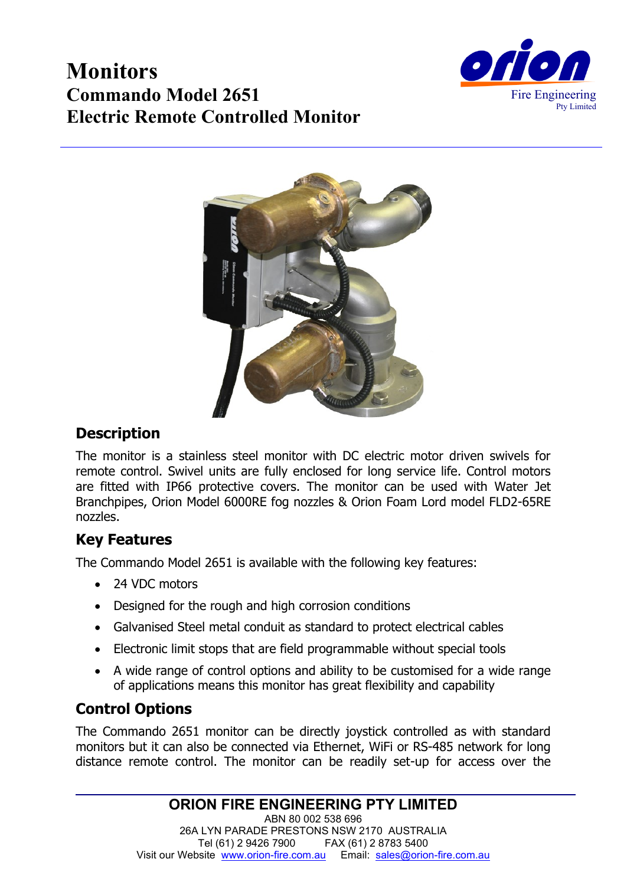# Monitors

## Commando Model 2651

## Electric Remote Controlled Monitor

orion Fire Engineering Pty Limited

### Description

The monitor is a stainless steel monitor with DC electric motor driven swivels for remote control. Swivel units are fully enclosed for long service life. Control motors are fitted with IP66 protective covers. The monitor can be used with Water Jet Branchpipes, Orion Model 6000RE fog nozzles & Orion Foam Lord model FLD2-65RE nozzles.

### Key Features

The Commando Model 2651 is available with the following key features:

- 24 VDC motors
- Designed for the rough and high corrosion conditions
- Galvanised Steel metal conduit as standard to protect electrical cables
- Electronic limit stops that are field programmable without special tools
- A wide range of control options and ability to be customised for a wide range of applications means this monitor has great flexibility and capability

### Control Options

The Commando 2651 monitor can be directly joystick controlled as with standard monitors but it can also be connected via Ethernet, WiFi or RS-485 network for long distance remote control. The monitor can be readily set-up for access over the

**ORION FIRE ENGINEERING PTY LIMITED**
ABN 80 002 538 696
26A LYN PARADE PRESTONS NSW 2170 AUSTRALIA
Tel (61) 2 9426 7900 FAX (61) 2 8783 5400
Visit our Website www.orion-fire.com.au Email: sales@orion-fire.com.au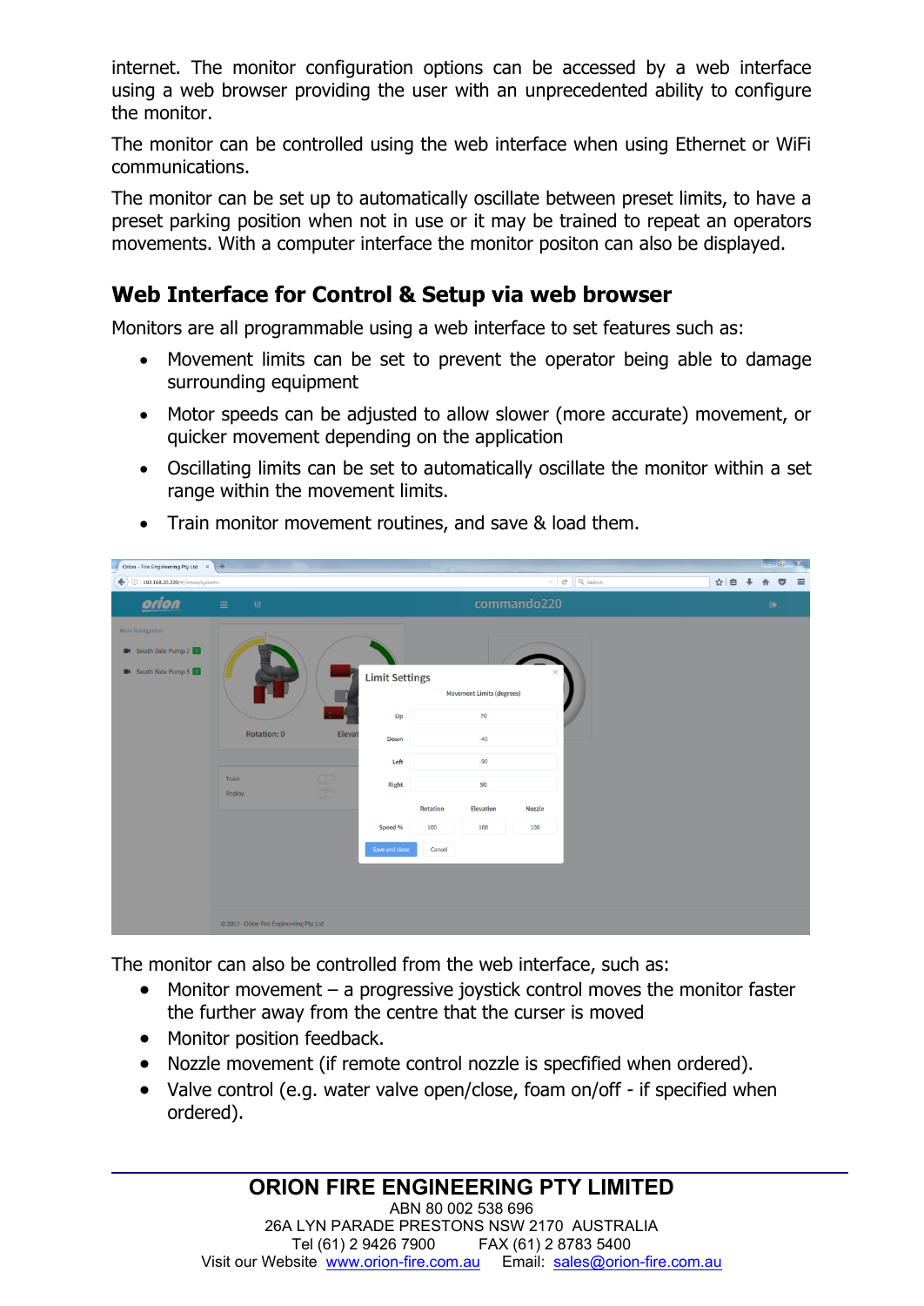internet. The monitor configuration options can be accessed by a web interface using a web browser providing the user with an unprecedented ability to configure the monitor.

The monitor can be controlled using the web interface when using Ethernet or WiFi communications.

The monitor can be set up to automatically oscillate between preset limits, to have a preset parking position when not in use or it may be trained to repeat an operators movements. With a computer interface the monitor positon can also be displayed.

## Web Interface for Control & Setup via web browser

Monitors are all programmable using a web interface to set features such as:

- Movement limits can be set to prevent the operator being able to damage surrounding equipment
- Motor speeds can be adjusted to allow slower (more accurate) movement, or quicker movement depending on the application
- Oscillating limits can be set to automatically oscillate the monitor within a set range within the movement limits.
- Train monitor movement routines, and save & load them.

The monitor can also be controlled from the web interface, such as:

- Monitor movement – a progressive joystick control moves the monitor faster the further away from the centre that the curser is moved
- Monitor position feedback.
- Nozzle movement (if remote control nozzle is specfified when ordered).
- Valve control (e.g. water valve open/close, foam on/off - if specified when ordered).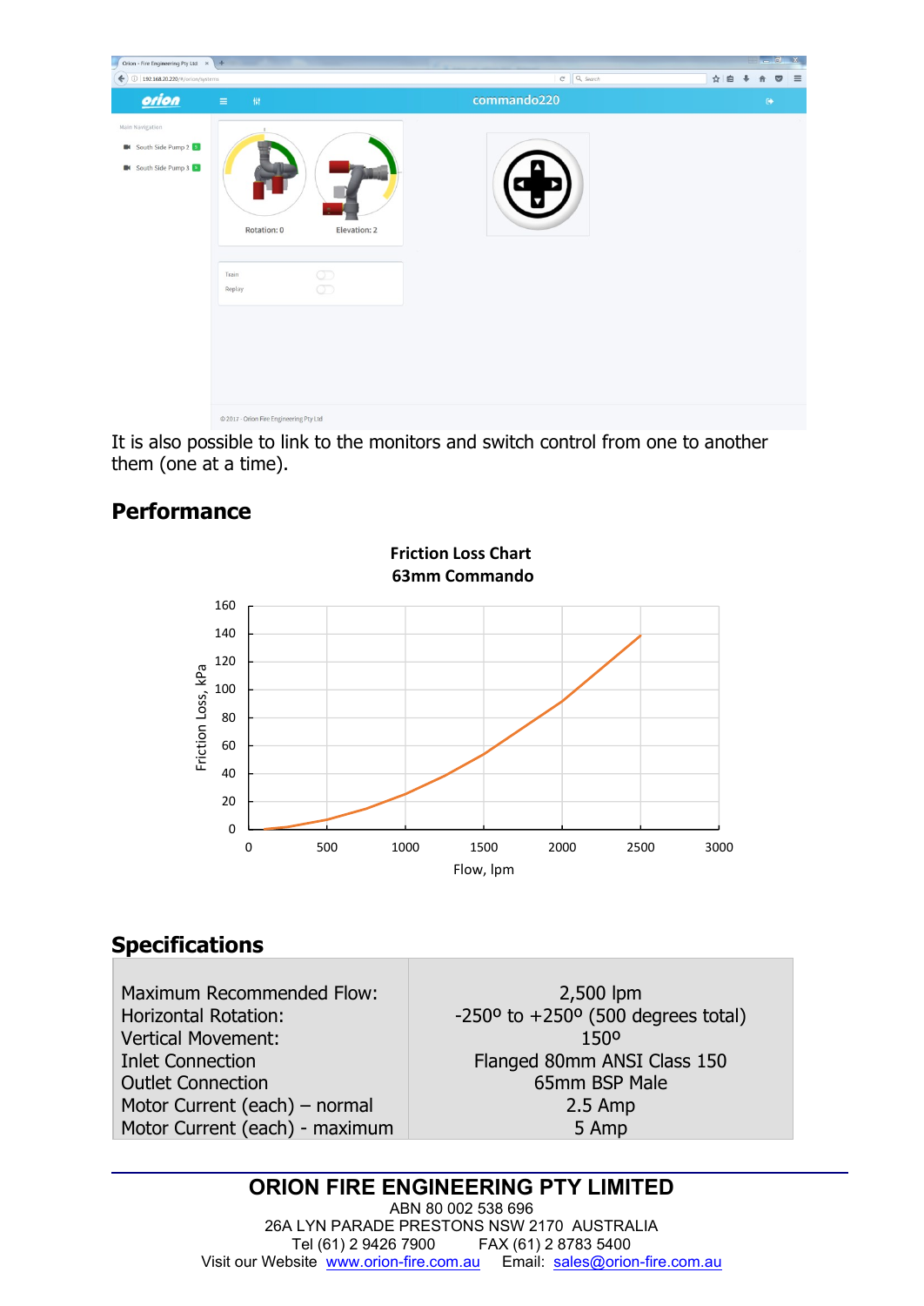It is also possible to link to the monitors and switch control from one to another them (one at a time).

## Performance

## Specifications

| | |
|---|---|
| Maximum Recommended Flow: | 2,500 lpm |
| Horizontal Rotation: | -250º to +250º (500 degrees total) |
| Vertical Movement: | 150º |
| Inlet Connection | Flanged 80mm ANSI Class 150 |
| Outlet Connection | 65mm BSP Male |
| Motor Current (each) – normal | 2.5 Amp |
| Motor Current (each) - maximum | 5 Amp |

**ORION FIRE ENGINEERING PTY LIMITED**

ABN 80 002 538 696

26A LYN PARADE PRESTONS NSW 2170 AUSTRALIA

Tel (61) 2 9426 7900 FAX (61) 2 8783 5400

Visit our Website www.orion-fire.com.au Email: sales@orion-fire.com.au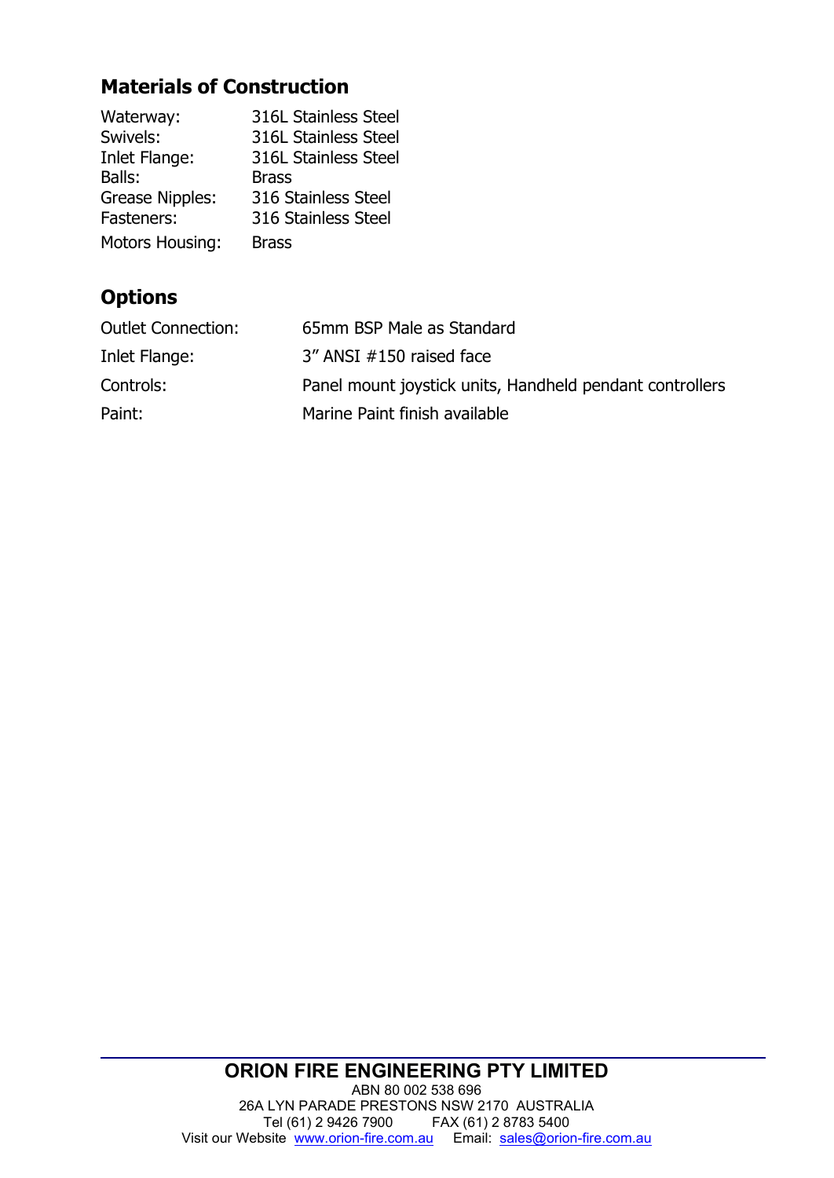## Materials of Construction

| | |
|---|---|
| Waterway: | 316L Stainless Steel |
| Swivels: | 316L Stainless Steel |
| Inlet Flange: | 316L Stainless Steel |
| Balls: | Brass |
| Grease Nipples: | 316 Stainless Steel |
| Fasteners: | 316 Stainless Steel |
| Motors Housing: | Brass |

## Options

| | |
|---|---|
| Outlet Connection: | 65mm BSP Male as Standard |
| Inlet Flange: | 3" ANSI #150 raised face |
| Controls: | Panel mount joystick units, Handheld pendant controllers |
| Paint: | Marine Paint finish available |

**ORION FIRE ENGINEERING PTY LIMITED**
ABN 80 002 538 696
26A LYN PARADE PRESTONS NSW 2170 AUSTRALIA
Tel (61) 2 9426 7900 FAX (61) 2 8783 5400
Visit our Website www.orion-fire.com.au Email: sales@orion-fire.com.au